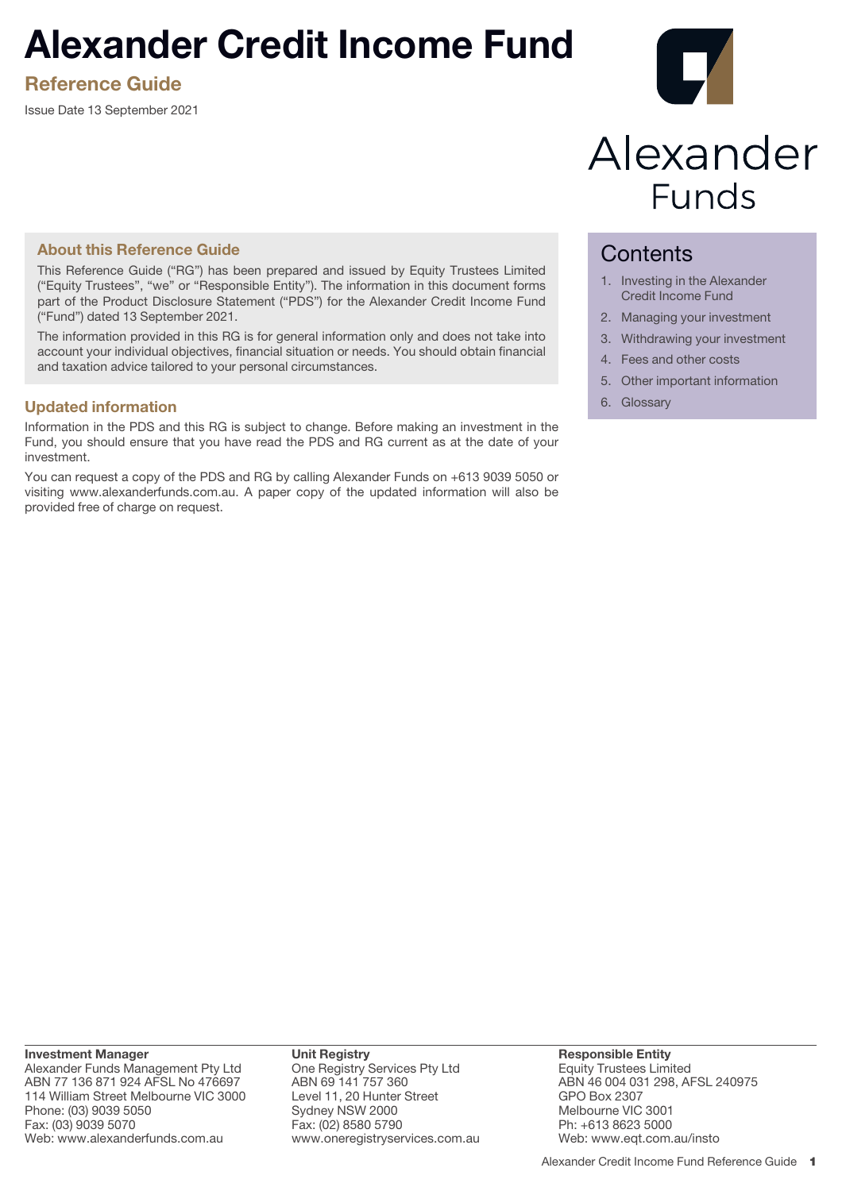# Alexander Credit Income Fund

## Reference Guide

Issue Date 13 September 2021

Alexander Funds

### About this Reference Guide

This Reference Guide ("RG") has been prepared and issued by Equity Trustees Limited ("Equity Trustees", "we" or "Responsible Entity"). The information in this document forms part of the Product Disclosure Statement ("PDS") for the Alexander Credit Income Fund ("Fund") dated 13 September 2021.

The information provided in this RG is for general information only and does not take into account your individual objectives, financial situation or needs. You should obtain financial and taxation advice tailored to your personal circumstances.

### Updated information

Information in the PDS and this RG is subject to change. Before making an investment in the Fund, you should ensure that you have read the PDS and RG current as at the date of your investment.

You can request a copy of the PDS and RG by calling Alexander Funds on +613 9039 5050 or visiting www.alexanderfunds.com.au. A paper copy of the updated information will also be provided free of charge on request.

## Contents

1. Investing in the Alexander Credit Income Fund
2. Managing your investment
3. Withdrawing your investment
4. Fees and other costs
5. Other important information
6. Glossary

**Investment Manager**
Alexander Funds Management Pty Ltd
ABN 77 136 871 924 AFSL No 476697
114 William Street Melbourne VIC 3000
Phone: (03) 9039 5050
Fax: (03) 9039 5070
Web: www.alexanderfunds.com.au

**Unit Registry**
One Registry Services Pty Ltd
ABN 69 141 757 360
Level 11, 20 Hunter Street
Sydney NSW 2000
Fax: (02) 8580 5790
www.oneregistryservices.com.au

**Responsible Entity**
Equity Trustees Limited
ABN 46 004 031 298, AFSL 240975
GPO Box 2307
Melbourne VIC 3001
Ph: +613 8623 5000
Web: www.eqt.com.au/insto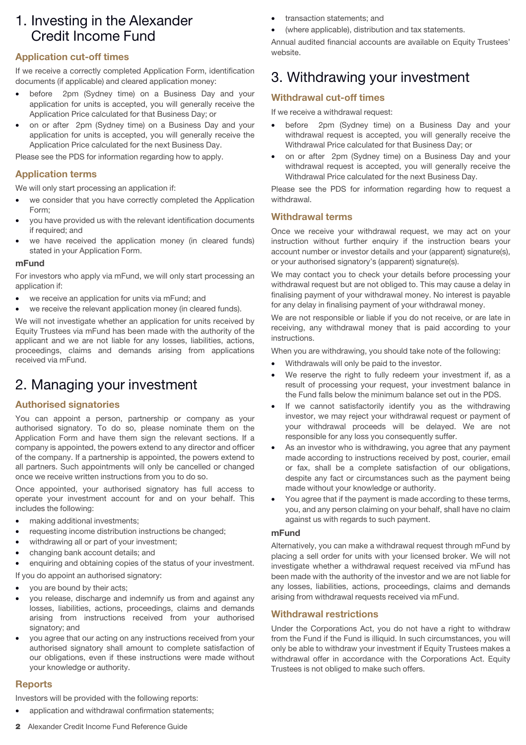# 1. Investing in the Alexander Credit Income Fund

## Application cut-off times

If we receive a correctly completed Application Form, identification documents (if applicable) and cleared application money:

- before 2pm (Sydney time) on a Business Day and your application for units is accepted, you will generally receive the Application Price calculated for that Business Day; or
- on or after 2pm (Sydney time) on a Business Day and your application for units is accepted, you will generally receive the Application Price calculated for the next Business Day.

Please see the PDS for information regarding how to apply.

## Application terms

We will only start processing an application if:

- we consider that you have correctly completed the Application Form;
- you have provided us with the relevant identification documents if required; and
- we have received the application money (in cleared funds) stated in your Application Form.

### mFund

For investors who apply via mFund, we will only start processing an application if:

- we receive an application for units via mFund; and
- we receive the relevant application money (in cleared funds).

We will not investigate whether an application for units received by Equity Trustees via mFund has been made with the authority of the applicant and we are not liable for any losses, liabilities, actions, proceedings, claims and demands arising from applications received via mFund.

# 2. Managing your investment

## Authorised signatories

You can appoint a person, partnership or company as your authorised signatory. To do so, please nominate them on the Application Form and have them sign the relevant sections. If a company is appointed, the powers extend to any director and officer of the company. If a partnership is appointed, the powers extend to all partners. Such appointments will only be cancelled or changed once we receive written instructions from you to do so.

Once appointed, your authorised signatory has full access to operate your investment account for and on your behalf. This includes the following:

- making additional investments;
- requesting income distribution instructions be changed;
- withdrawing all or part of your investment;
- changing bank account details; and
- enquiring and obtaining copies of the status of your investment.

If you do appoint an authorised signatory:

- you are bound by their acts;
- you release, discharge and indemnify us from and against any losses, liabilities, actions, proceedings, claims and demands arising from instructions received from your authorised signatory; and
- you agree that our acting on any instructions received from your authorised signatory shall amount to complete satisfaction of our obligations, even if these instructions were made without your knowledge or authority.

## Reports

Investors will be provided with the following reports:

- application and withdrawal confirmation statements;
- transaction statements; and
- (where applicable), distribution and tax statements.

Annual audited financial accounts are available on Equity Trustees' website.

# 3. Withdrawing your investment

## Withdrawal cut-off times

If we receive a withdrawal request:

- before 2pm (Sydney time) on a Business Day and your withdrawal request is accepted, you will generally receive the Withdrawal Price calculated for that Business Day; or
- on or after 2pm (Sydney time) on a Business Day and your withdrawal request is accepted, you will generally receive the Withdrawal Price calculated for the next Business Day.

Please see the PDS for information regarding how to request a withdrawal.

## Withdrawal terms

Once we receive your withdrawal request, we may act on your instruction without further enquiry if the instruction bears your account number or investor details and your (apparent) signature(s), or your authorised signatory's (apparent) signature(s).

We may contact you to check your details before processing your withdrawal request but are not obliged to. This may cause a delay in finalising payment of your withdrawal money. No interest is payable for any delay in finalising payment of your withdrawal money.

We are not responsible or liable if you do not receive, or are late in receiving, any withdrawal money that is paid according to your instructions.

When you are withdrawing, you should take note of the following:

- Withdrawals will only be paid to the investor.
- We reserve the right to fully redeem your investment if, as a result of processing your request, your investment balance in the Fund falls below the minimum balance set out in the PDS.
- If we cannot satisfactorily identify you as the withdrawing investor, we may reject your withdrawal request or payment of your withdrawal proceeds will be delayed. We are not responsible for any loss you consequently suffer.
- As an investor who is withdrawing, you agree that any payment made according to instructions received by post, courier, email or fax, shall be a complete satisfaction of our obligations, despite any fact or circumstances such as the payment being made without your knowledge or authority.
- You agree that if the payment is made according to these terms, you, and any person claiming on your behalf, shall have no claim against us with regards to such payment.

### mFund

Alternatively, you can make a withdrawal request through mFund by placing a sell order for units with your licensed broker. We will not investigate whether a withdrawal request received via mFund has been made with the authority of the investor and we are not liable for any losses, liabilities, actions, proceedings, claims and demands arising from withdrawal requests received via mFund.

## Withdrawal restrictions

Under the Corporations Act, you do not have a right to withdraw from the Fund if the Fund is illiquid. In such circumstances, you will only be able to withdraw your investment if Equity Trustees makes a withdrawal offer in accordance with the Corporations Act. Equity Trustees is not obliged to make such offers.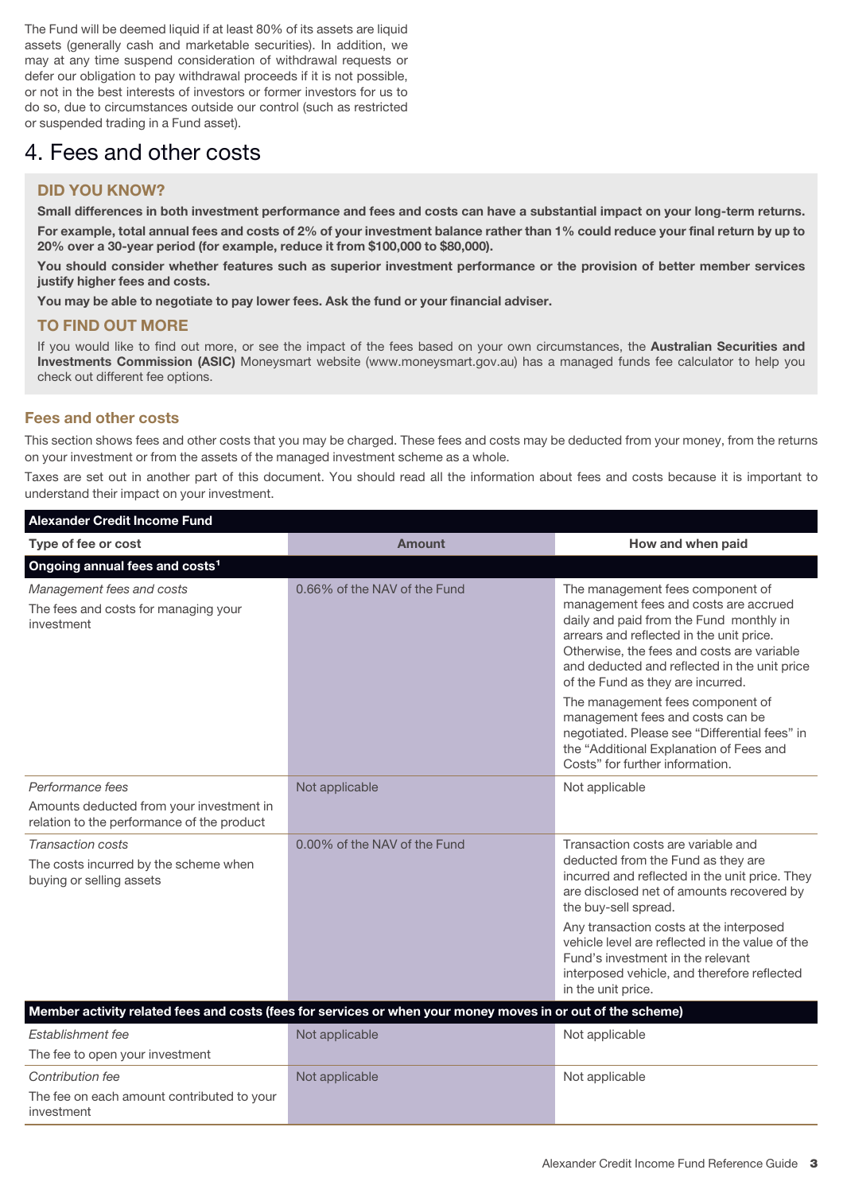The Fund will be deemed liquid if at least 80% of its assets are liquid assets (generally cash and marketable securities). In addition, we may at any time suspend consideration of withdrawal requests or defer our obligation to pay withdrawal proceeds if it is not possible, or not in the best interests of investors or former investors for us to do so, due to circumstances outside our control (such as restricted or suspended trading in a Fund asset).

# 4. Fees and other costs

### DID YOU KNOW?

**Small differences in both investment performance and fees and costs can have a substantial impact on your long-term returns.**

**For example, total annual fees and costs of 2% of your investment balance rather than 1% could reduce your final return by up to 20% over a 30-year period (for example, reduce it from $100,000 to $80,000).**

**You should consider whether features such as superior investment performance or the provision of better member services justify higher fees and costs.**

**You may be able to negotiate to pay lower fees. Ask the fund or your financial adviser.**

### TO FIND OUT MORE

If you would like to find out more, or see the impact of the fees based on your own circumstances, the **Australian Securities and Investments Commission (ASIC)** Moneysmart website (www.moneysmart.gov.au) has a managed funds fee calculator to help you check out different fee options.

## Fees and other costs

This section shows fees and other costs that you may be charged. These fees and costs may be deducted from your money, from the returns on your investment or from the assets of the managed investment scheme as a whole.

Taxes are set out in another part of this document. You should read all the information about fees and costs because it is important to understand their impact on your investment.

| **Alexander Credit Income Fund** | | |
|---|---|---|
| **Type of fee or cost** | **Amount** | **How and when paid** |
| **Ongoing annual fees and costs[1]** | | |
| *Management fees and costs*<br>The fees and costs for managing your investment | 0.66% of the NAV of the Fund | The management fees component of management fees and costs are accrued daily and paid from the Fund monthly in arrears and reflected in the unit price. Otherwise, the fees and costs are variable and deducted and reflected in the unit price of the Fund as they are incurred.<br>The management fees component of management fees and costs can be negotiated. Please see "Differential fees" in the "Additional Explanation of Fees and Costs" for further information. |
| *Performance fees*<br>Amounts deducted from your investment in relation to the performance of the product | Not applicable | Not applicable |
| *Transaction costs*<br>The costs incurred by the scheme when buying or selling assets | 0.00% of the NAV of the Fund | Transaction costs are variable and deducted from the Fund as they are incurred and reflected in the unit price. They are disclosed net of amounts recovered by the buy-sell spread.<br>Any transaction costs at the interposed vehicle level are reflected in the value of the Fund's investment in the relevant interposed vehicle, and therefore reflected in the unit price. |
| **Member activity related fees and costs (fees for services or when your money moves in or out of the scheme)** | | |
| *Establishment fee*<br>The fee to open your investment | Not applicable | Not applicable |
| *Contribution fee*<br>The fee on each amount contributed to your investment | Not applicable | Not applicable |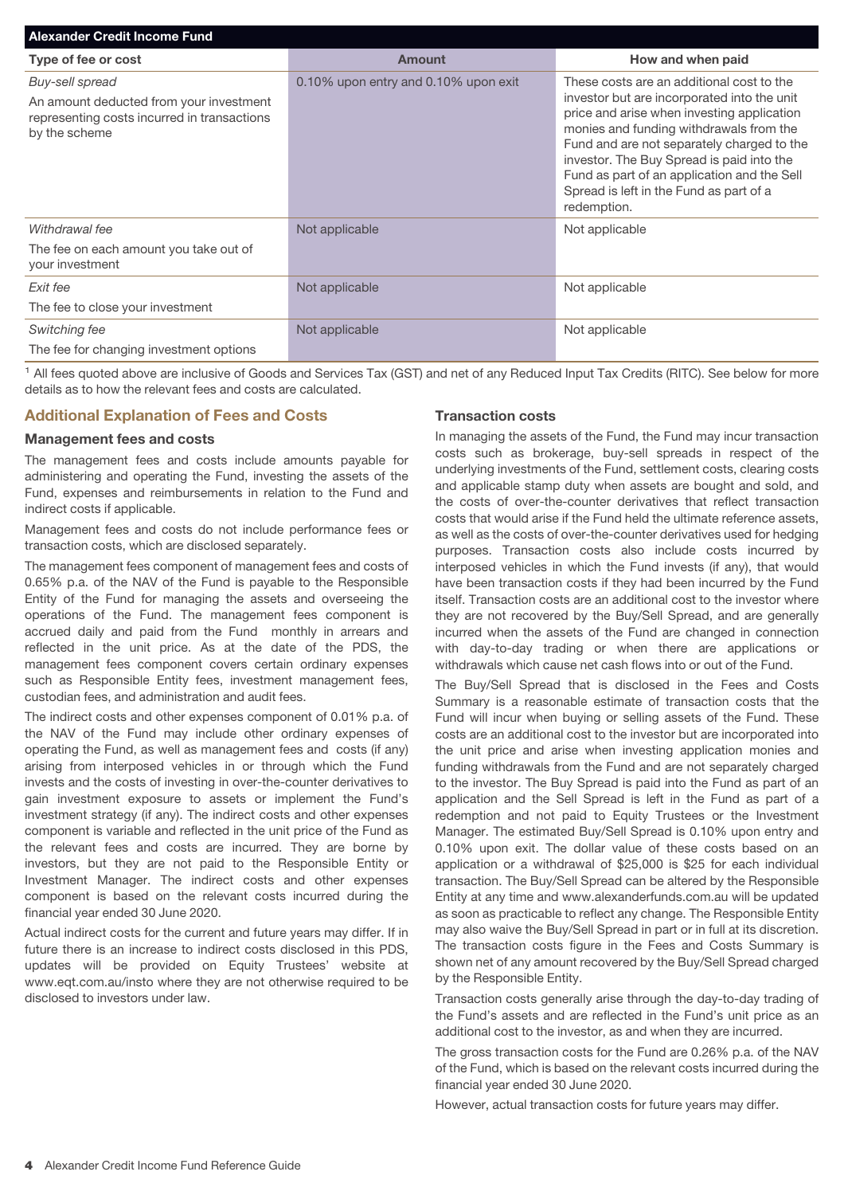| Alexander Credit Income Fund | | |
|---|---|---|
| **Type of fee or cost** | **Amount** | **How and when paid** |
| *Buy-sell spread*<br>An amount deducted from your investment representing costs incurred in transactions by the scheme | 0.10% upon entry and 0.10% upon exit | These costs are an additional cost to the investor but are incorporated into the unit price and arise when investing application monies and funding withdrawals from the Fund and are not separately charged to the investor. The Buy Spread is paid into the Fund as part of an application and the Sell Spread is left in the Fund as part of a redemption. |
| *Withdrawal fee*<br>The fee on each amount you take out of your investment | Not applicable | Not applicable |
| *Exit fee*<br>The fee to close your investment | Not applicable | Not applicable |
| *Switching fee*<br>The fee for changing investment options | Not applicable | Not applicable |

[1] All fees quoted above are inclusive of Goods and Services Tax (GST) and net of any Reduced Input Tax Credits (RITC). See below for more details as to how the relevant fees and costs are calculated.

## Additional Explanation of Fees and Costs

### Management fees and costs

The management fees and costs include amounts payable for administering and operating the Fund, investing the assets of the Fund, expenses and reimbursements in relation to the Fund and indirect costs if applicable.

Management fees and costs do not include performance fees or transaction costs, which are disclosed separately.

The management fees component of management fees and costs of 0.65% p.a. of the NAV of the Fund is payable to the Responsible Entity of the Fund for managing the assets and overseeing the operations of the Fund. The management fees component is accrued daily and paid from the Fund monthly in arrears and reflected in the unit price. As at the date of the PDS, the management fees component covers certain ordinary expenses such as Responsible Entity fees, investment management fees, custodian fees, and administration and audit fees.

The indirect costs and other expenses component of 0.01% p.a. of the NAV of the Fund may include other ordinary expenses of operating the Fund, as well as management fees and costs (if any) arising from interposed vehicles in or through which the Fund invests and the costs of investing in over-the-counter derivatives to gain investment exposure to assets or implement the Fund's investment strategy (if any). The indirect costs and other expenses component is variable and reflected in the unit price of the Fund as the relevant fees and costs are incurred. They are borne by investors, but they are not paid to the Responsible Entity or Investment Manager. The indirect costs and other expenses component is based on the relevant costs incurred during the financial year ended 30 June 2020.

Actual indirect costs for the current and future years may differ. If in future there is an increase to indirect costs disclosed in this PDS, updates will be provided on Equity Trustees' website at www.eqt.com.au/insto where they are not otherwise required to be disclosed to investors under law.

### Transaction costs

In managing the assets of the Fund, the Fund may incur transaction costs such as brokerage, buy-sell spreads in respect of the underlying investments of the Fund, settlement costs, clearing costs and applicable stamp duty when assets are bought and sold, and the costs of over-the-counter derivatives that reflect transaction costs that would arise if the Fund held the ultimate reference assets, as well as the costs of over-the-counter derivatives used for hedging purposes. Transaction costs also include costs incurred by interposed vehicles in which the Fund invests (if any), that would have been transaction costs if they had been incurred by the Fund itself. Transaction costs are an additional cost to the investor where they are not recovered by the Buy/Sell Spread, and are generally incurred when the assets of the Fund are changed in connection with day-to-day trading or when there are applications or withdrawals which cause net cash flows into or out of the Fund.

The Buy/Sell Spread that is disclosed in the Fees and Costs Summary is a reasonable estimate of transaction costs that the Fund will incur when buying or selling assets of the Fund. These costs are an additional cost to the investor but are incorporated into the unit price and arise when investing application monies and funding withdrawals from the Fund and are not separately charged to the investor. The Buy Spread is paid into the Fund as part of an application and the Sell Spread is left in the Fund as part of a redemption and not paid to Equity Trustees or the Investment Manager. The estimated Buy/Sell Spread is 0.10% upon entry and 0.10% upon exit. The dollar value of these costs based on an application or a withdrawal of $25,000 is $25 for each individual transaction. The Buy/Sell Spread can be altered by the Responsible Entity at any time and www.alexanderfunds.com.au will be updated as soon as practicable to reflect any change. The Responsible Entity may also waive the Buy/Sell Spread in part or in full at its discretion. The transaction costs figure in the Fees and Costs Summary is shown net of any amount recovered by the Buy/Sell Spread charged by the Responsible Entity.

Transaction costs generally arise through the day-to-day trading of the Fund's assets and are reflected in the Fund's unit price as an additional cost to the investor, as and when they are incurred.

The gross transaction costs for the Fund are 0.26% p.a. of the NAV of the Fund, which is based on the relevant costs incurred during the financial year ended 30 June 2020.

However, actual transaction costs for future years may differ.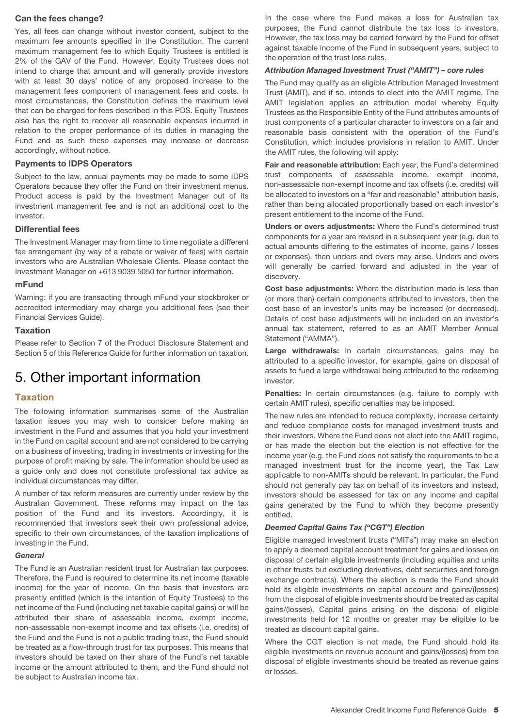### Can the fees change?

Yes, all fees can change without investor consent, subject to the maximum fee amounts specified in the Constitution. The current maximum management fee to which Equity Trustees is entitled is 2% of the GAV of the Fund. However, Equity Trustees does not intend to charge that amount and will generally provide investors with at least 30 days' notice of any proposed increase to the management fees component of management fees and costs. In most circumstances, the Constitution defines the maximum level that can be charged for fees described in this PDS. Equity Trustees also has the right to recover all reasonable expenses incurred in relation to the proper performance of its duties in managing the Fund and as such these expenses may increase or decrease accordingly, without notice.

### Payments to IDPS Operators

Subject to the law, annual payments may be made to some IDPS Operators because they offer the Fund on their investment menus. Product access is paid by the Investment Manager out of its investment management fee and is not an additional cost to the investor.

### Differential fees

The Investment Manager may from time to time negotiate a different fee arrangement (by way of a rebate or waiver of fees) with certain investors who are Australian Wholesale Clients. Please contact the Investment Manager on +613 9039 5050 for further information.

### mFund

Warning: if you are transacting through mFund your stockbroker or accredited intermediary may charge you additional fees (see their Financial Services Guide).

### Taxation

Please refer to Section 7 of the Product Disclosure Statement and Section 5 of this Reference Guide for further information on taxation.

# 5. Other important information

## Taxation

The following information summarises some of the Australian taxation issues you may wish to consider before making an investment in the Fund and assumes that you hold your investment in the Fund on capital account and are not considered to be carrying on a business of investing, trading in investments or investing for the purpose of profit making by sale. The information should be used as a guide only and does not constitute professional tax advice as individual circumstances may differ.

A number of tax reform measures are currently under review by the Australian Government. These reforms may impact on the tax position of the Fund and its investors. Accordingly, it is recommended that investors seek their own professional advice, specific to their own circumstances, of the taxation implications of investing in the Fund.

#### *General*

The Fund is an Australian resident trust for Australian tax purposes. Therefore, the Fund is required to determine its net income (taxable income) for the year of income. On the basis that investors are presently entitled (which is the intention of Equity Trustees) to the net income of the Fund (including net taxable capital gains) or will be attributed their share of assessable income, exempt income, non-assessable non-exempt income and tax offsets (i.e. credits) of the Fund and the Fund is not a public trading trust, the Fund should be treated as a flow-through trust for tax purposes. This means that investors should be taxed on their share of the Fund's net taxable income or the amount attributed to them, and the Fund should not be subject to Australian income tax.

In the case where the Fund makes a loss for Australian tax purposes, the Fund cannot distribute the tax loss to investors. However, the tax loss may be carried forward by the Fund for offset against taxable income of the Fund in subsequent years, subject to the operation of the trust loss rules.

#### *Attribution Managed Investment Trust ("AMIT") – core rules*

The Fund may qualify as an eligible Attribution Managed Investment Trust (AMIT), and if so, intends to elect into the AMIT regime. The AMIT legislation applies an attribution model whereby Equity Trustees as the Responsible Entity of the Fund attributes amounts of trust components of a particular character to investors on a fair and reasonable basis consistent with the operation of the Fund's Constitution, which includes provisions in relation to AMIT. Under the AMIT rules, the following will apply:

**Fair and reasonable attribution:** Each year, the Fund's determined trust components of assessable income, exempt income, non-assessable non-exempt income and tax offsets (i.e. credits) will be allocated to investors on a "fair and reasonable" attribution basis, rather than being allocated proportionally based on each investor's present entitlement to the income of the Fund.

**Unders or overs adjustments:** Where the Fund's determined trust components for a year are revised in a subsequent year (e.g. due to actual amounts differing to the estimates of income, gains / losses or expenses), then unders and overs may arise. Unders and overs will generally be carried forward and adjusted in the year of discovery.

**Cost base adjustments:** Where the distribution made is less than (or more than) certain components attributed to investors, then the cost base of an investor's units may be increased (or decreased). Details of cost base adjustments will be included on an investor's annual tax statement, referred to as an AMIT Member Annual Statement ("AMMA").

**Large withdrawals:** In certain circumstances, gains may be attributed to a specific investor, for example, gains on disposal of assets to fund a large withdrawal being attributed to the redeeming investor.

**Penalties:** In certain circumstances (e.g. failure to comply with certain AMIT rules), specific penalties may be imposed.

The new rules are intended to reduce complexity, increase certainty and reduce compliance costs for managed investment trusts and their investors. Where the Fund does not elect into the AMIT regime, or has made the election but the election is not effective for the income year (e.g. the Fund does not satisfy the requirements to be a managed investment trust for the income year), the Tax Law applicable to non-AMITs should be relevant. In particular, the Fund should not generally pay tax on behalf of its investors and instead, investors should be assessed for tax on any income and capital gains generated by the Fund to which they become presently entitled.

#### *Deemed Capital Gains Tax ("CGT") Election*

Eligible managed investment trusts ("MITs") may make an election to apply a deemed capital account treatment for gains and losses on disposal of certain eligible investments (including equities and units in other trusts but excluding derivatives, debt securities and foreign exchange contracts). Where the election is made the Fund should hold its eligible investments on capital account and gains/(losses) from the disposal of eligible investments should be treated as capital gains/(losses). Capital gains arising on the disposal of eligible investments held for 12 months or greater may be eligible to be treated as discount capital gains.

Where the CGT election is not made, the Fund should hold its eligible investments on revenue account and gains/(losses) from the disposal of eligible investments should be treated as revenue gains or losses.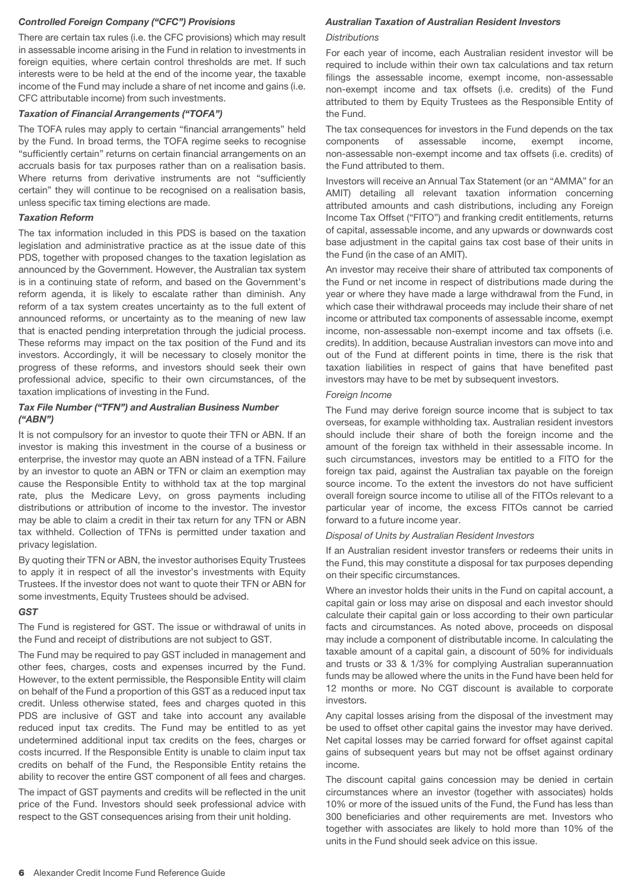### *Controlled Foreign Company ("CFC") Provisions*

There are certain tax rules (i.e. the CFC provisions) which may result in assessable income arising in the Fund in relation to investments in foreign equities, where certain control thresholds are met. If such interests were to be held at the end of the income year, the taxable income of the Fund may include a share of net income and gains (i.e. CFC attributable income) from such investments.

### *Taxation of Financial Arrangements ("TOFA")*

The TOFA rules may apply to certain "financial arrangements" held by the Fund. In broad terms, the TOFA regime seeks to recognise "sufficiently certain" returns on certain financial arrangements on an accruals basis for tax purposes rather than on a realisation basis. Where returns from derivative instruments are not "sufficiently certain" they will continue to be recognised on a realisation basis, unless specific tax timing elections are made.

### *Taxation Reform*

The tax information included in this PDS is based on the taxation legislation and administrative practice as at the issue date of this PDS, together with proposed changes to the taxation legislation as announced by the Government. However, the Australian tax system is in a continuing state of reform, and based on the Government's reform agenda, it is likely to escalate rather than diminish. Any reform of a tax system creates uncertainty as to the full extent of announced reforms, or uncertainty as to the meaning of new law that is enacted pending interpretation through the judicial process. These reforms may impact on the tax position of the Fund and its investors. Accordingly, it will be necessary to closely monitor the progress of these reforms, and investors should seek their own professional advice, specific to their own circumstances, of the taxation implications of investing in the Fund.

### *Tax File Number ("TFN") and Australian Business Number ("ABN")*

It is not compulsory for an investor to quote their TFN or ABN. If an investor is making this investment in the course of a business or enterprise, the investor may quote an ABN instead of a TFN. Failure by an investor to quote an ABN or TFN or claim an exemption may cause the Responsible Entity to withhold tax at the top marginal rate, plus the Medicare Levy, on gross payments including distributions or attribution of income to the investor. The investor may be able to claim a credit in their tax return for any TFN or ABN tax withheld. Collection of TFNs is permitted under taxation and privacy legislation.

By quoting their TFN or ABN, the investor authorises Equity Trustees to apply it in respect of all the investor's investments with Equity Trustees. If the investor does not want to quote their TFN or ABN for some investments, Equity Trustees should be advised.

### *GST*

The Fund is registered for GST. The issue or withdrawal of units in the Fund and receipt of distributions are not subject to GST.

The Fund may be required to pay GST included in management and other fees, charges, costs and expenses incurred by the Fund. However, to the extent permissible, the Responsible Entity will claim on behalf of the Fund a proportion of this GST as a reduced input tax credit. Unless otherwise stated, fees and charges quoted in this PDS are inclusive of GST and take into account any available reduced input tax credits. The Fund may be entitled to as yet undetermined additional input tax credits on the fees, charges or costs incurred. If the Responsible Entity is unable to claim input tax credits on behalf of the Fund, the Responsible Entity retains the ability to recover the entire GST component of all fees and charges.

The impact of GST payments and credits will be reflected in the unit price of the Fund. Investors should seek professional advice with respect to the GST consequences arising from their unit holding.

### *Australian Taxation of Australian Resident Investors*

*Distributions*

For each year of income, each Australian resident investor will be required to include within their own tax calculations and tax return filings the assessable income, exempt income, non-assessable non-exempt income and tax offsets (i.e. credits) of the Fund attributed to them by Equity Trustees as the Responsible Entity of the Fund.

The tax consequences for investors in the Fund depends on the tax components of assessable income, exempt income, non-assessable non-exempt income and tax offsets (i.e. credits) of the Fund attributed to them.

Investors will receive an Annual Tax Statement (or an "AMMA" for an AMIT) detailing all relevant taxation information concerning attributed amounts and cash distributions, including any Foreign Income Tax Offset ("FITO") and franking credit entitlements, returns of capital, assessable income, and any upwards or downwards cost base adjustment in the capital gains tax cost base of their units in the Fund (in the case of an AMIT).

An investor may receive their share of attributed tax components of the Fund or net income in respect of distributions made during the year or where they have made a large withdrawal from the Fund, in which case their withdrawal proceeds may include their share of net income or attributed tax components of assessable income, exempt income, non-assessable non-exempt income and tax offsets (i.e. credits). In addition, because Australian investors can move into and out of the Fund at different points in time, there is the risk that taxation liabilities in respect of gains that have benefited past investors may have to be met by subsequent investors.

*Foreign Income*

The Fund may derive foreign source income that is subject to tax overseas, for example withholding tax. Australian resident investors should include their share of both the foreign income and the amount of the foreign tax withheld in their assessable income. In such circumstances, investors may be entitled to a FITO for the foreign tax paid, against the Australian tax payable on the foreign source income. To the extent the investors do not have sufficient overall foreign source income to utilise all of the FITOs relevant to a particular year of income, the excess FITOs cannot be carried forward to a future income year.

*Disposal of Units by Australian Resident Investors*

If an Australian resident investor transfers or redeems their units in the Fund, this may constitute a disposal for tax purposes depending on their specific circumstances.

Where an investor holds their units in the Fund on capital account, a capital gain or loss may arise on disposal and each investor should calculate their capital gain or loss according to their own particular facts and circumstances. As noted above, proceeds on disposal may include a component of distributable income. In calculating the taxable amount of a capital gain, a discount of 50% for individuals and trusts or 33 & 1/3% for complying Australian superannuation funds may be allowed where the units in the Fund have been held for 12 months or more. No CGT discount is available to corporate investors.

Any capital losses arising from the disposal of the investment may be used to offset other capital gains the investor may have derived. Net capital losses may be carried forward for offset against capital gains of subsequent years but may not be offset against ordinary income.

The discount capital gains concession may be denied in certain circumstances where an investor (together with associates) holds 10% or more of the issued units of the Fund, the Fund has less than 300 beneficiaries and other requirements are met. Investors who together with associates are likely to hold more than 10% of the units in the Fund should seek advice on this issue.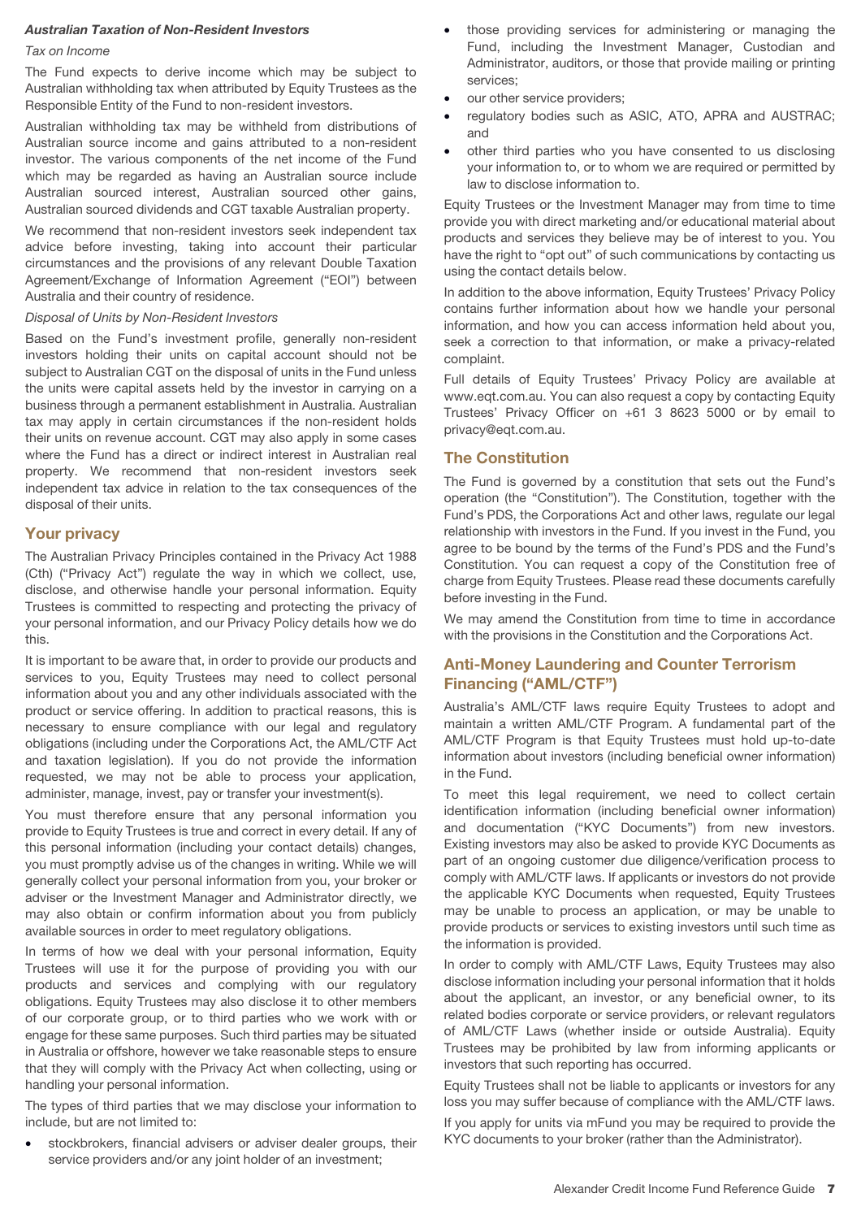### *Australian Taxation of Non-Resident Investors*

*Tax on Income*

The Fund expects to derive income which may be subject to Australian withholding tax when attributed by Equity Trustees as the Responsible Entity of the Fund to non-resident investors.

Australian withholding tax may be withheld from distributions of Australian source income and gains attributed to a non-resident investor. The various components of the net income of the Fund which may be regarded as having an Australian source include Australian sourced interest, Australian sourced other gains, Australian sourced dividends and CGT taxable Australian property.

We recommend that non-resident investors seek independent tax advice before investing, taking into account their particular circumstances and the provisions of any relevant Double Taxation Agreement/Exchange of Information Agreement ("EOI") between Australia and their country of residence.

*Disposal of Units by Non-Resident Investors*

Based on the Fund's investment profile, generally non-resident investors holding their units on capital account should not be subject to Australian CGT on the disposal of units in the Fund unless the units were capital assets held by the investor in carrying on a business through a permanent establishment in Australia. Australian tax may apply in certain circumstances if the non-resident holds their units on revenue account. CGT may also apply in some cases where the Fund has a direct or indirect interest in Australian real property. We recommend that non-resident investors seek independent tax advice in relation to the tax consequences of the disposal of their units.

## Your privacy

The Australian Privacy Principles contained in the Privacy Act 1988 (Cth) ("Privacy Act") regulate the way in which we collect, use, disclose, and otherwise handle your personal information. Equity Trustees is committed to respecting and protecting the privacy of your personal information, and our Privacy Policy details how we do this.

It is important to be aware that, in order to provide our products and services to you, Equity Trustees may need to collect personal information about you and any other individuals associated with the product or service offering. In addition to practical reasons, this is necessary to ensure compliance with our legal and regulatory obligations (including under the Corporations Act, the AML/CTF Act and taxation legislation). If you do not provide the information requested, we may not be able to process your application, administer, manage, invest, pay or transfer your investment(s).

You must therefore ensure that any personal information you provide to Equity Trustees is true and correct in every detail. If any of this personal information (including your contact details) changes, you must promptly advise us of the changes in writing. While we will generally collect your personal information from you, your broker or adviser or the Investment Manager and Administrator directly, we may also obtain or confirm information about you from publicly available sources in order to meet regulatory obligations.

In terms of how we deal with your personal information, Equity Trustees will use it for the purpose of providing you with our products and services and complying with our regulatory obligations. Equity Trustees may also disclose it to other members of our corporate group, or to third parties who we work with or engage for these same purposes. Such third parties may be situated in Australia or offshore, however we take reasonable steps to ensure that they will comply with the Privacy Act when collecting, using or handling your personal information.

The types of third parties that we may disclose your information to include, but are not limited to:

- stockbrokers, financial advisers or adviser dealer groups, their service providers and/or any joint holder of an investment;
- those providing services for administering or managing the Fund, including the Investment Manager, Custodian and Administrator, auditors, or those that provide mailing or printing services;
- our other service providers;
- regulatory bodies such as ASIC, ATO, APRA and AUSTRAC; and
- other third parties who you have consented to us disclosing your information to, or to whom we are required or permitted by law to disclose information to.

Equity Trustees or the Investment Manager may from time to time provide you with direct marketing and/or educational material about products and services they believe may be of interest to you. You have the right to "opt out" of such communications by contacting us using the contact details below.

In addition to the above information, Equity Trustees' Privacy Policy contains further information about how we handle your personal information, and how you can access information held about you, seek a correction to that information, or make a privacy-related complaint.

Full details of Equity Trustees' Privacy Policy are available at www.eqt.com.au. You can also request a copy by contacting Equity Trustees' Privacy Officer on +61 3 8623 5000 or by email to privacy@eqt.com.au.

## The Constitution

The Fund is governed by a constitution that sets out the Fund's operation (the "Constitution"). The Constitution, together with the Fund's PDS, the Corporations Act and other laws, regulate our legal relationship with investors in the Fund. If you invest in the Fund, you agree to be bound by the terms of the Fund's PDS and the Fund's Constitution. You can request a copy of the Constitution free of charge from Equity Trustees. Please read these documents carefully before investing in the Fund.

We may amend the Constitution from time to time in accordance with the provisions in the Constitution and the Corporations Act.

## Anti-Money Laundering and Counter Terrorism Financing ("AML/CTF")

Australia's AML/CTF laws require Equity Trustees to adopt and maintain a written AML/CTF Program. A fundamental part of the AML/CTF Program is that Equity Trustees must hold up-to-date information about investors (including beneficial owner information) in the Fund.

To meet this legal requirement, we need to collect certain identification information (including beneficial owner information) and documentation ("KYC Documents") from new investors. Existing investors may also be asked to provide KYC Documents as part of an ongoing customer due diligence/verification process to comply with AML/CTF laws. If applicants or investors do not provide the applicable KYC Documents when requested, Equity Trustees may be unable to process an application, or may be unable to provide products or services to existing investors until such time as the information is provided.

In order to comply with AML/CTF Laws, Equity Trustees may also disclose information including your personal information that it holds about the applicant, an investor, or any beneficial owner, to its related bodies corporate or service providers, or relevant regulators of AML/CTF Laws (whether inside or outside Australia). Equity Trustees may be prohibited by law from informing applicants or investors that such reporting has occurred.

Equity Trustees shall not be liable to applicants or investors for any loss you may suffer because of compliance with the AML/CTF laws.

If you apply for units via mFund you may be required to provide the KYC documents to your broker (rather than the Administrator).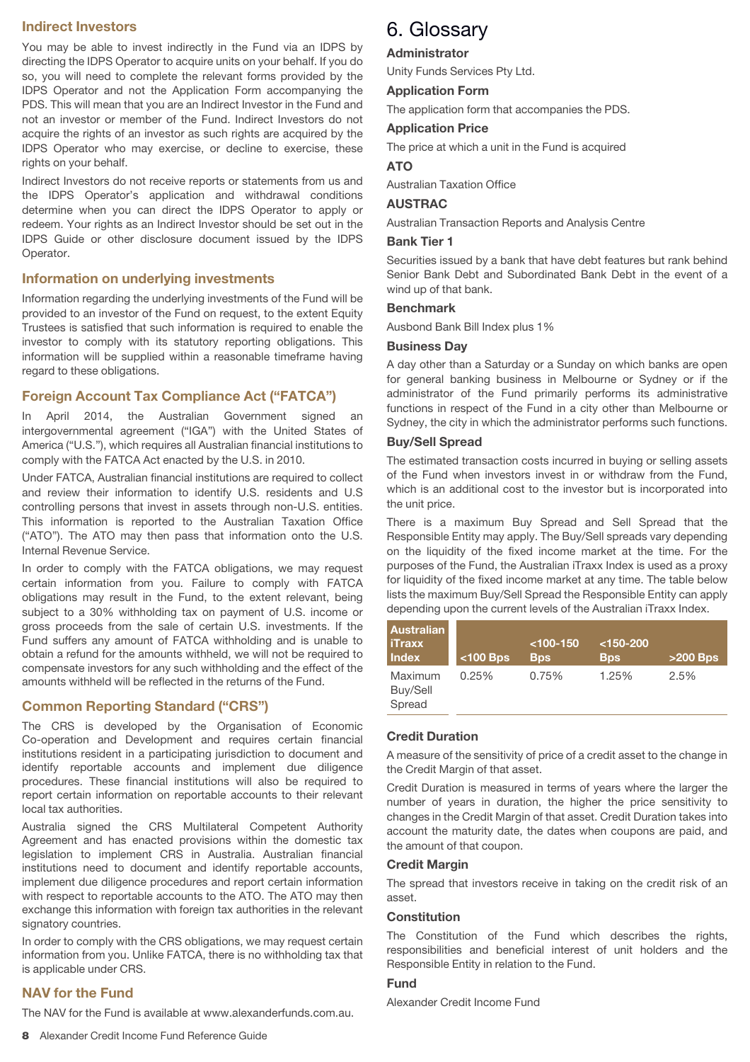## Indirect Investors

You may be able to invest indirectly in the Fund via an IDPS by directing the IDPS Operator to acquire units on your behalf. If you do so, you will need to complete the relevant forms provided by the IDPS Operator and not the Application Form accompanying the PDS. This will mean that you are an Indirect Investor in the Fund and not an investor or member of the Fund. Indirect Investors do not acquire the rights of an investor as such rights are acquired by the IDPS Operator who may exercise, or decline to exercise, these rights on your behalf.

Indirect Investors do not receive reports or statements from us and the IDPS Operator's application and withdrawal conditions determine when you can direct the IDPS Operator to apply or redeem. Your rights as an Indirect Investor should be set out in the IDPS Guide or other disclosure document issued by the IDPS Operator.

## Information on underlying investments

Information regarding the underlying investments of the Fund will be provided to an investor of the Fund on request, to the extent Equity Trustees is satisfied that such information is required to enable the investor to comply with its statutory reporting obligations. This information will be supplied within a reasonable timeframe having regard to these obligations.

## Foreign Account Tax Compliance Act ("FATCA")

In April 2014, the Australian Government signed an intergovernmental agreement ("IGA") with the United States of America ("U.S."), which requires all Australian financial institutions to comply with the FATCA Act enacted by the U.S. in 2010.

Under FATCA, Australian financial institutions are required to collect and review their information to identify U.S. residents and U.S controlling persons that invest in assets through non-U.S. entities. This information is reported to the Australian Taxation Office ("ATO"). The ATO may then pass that information onto the U.S. Internal Revenue Service.

In order to comply with the FATCA obligations, we may request certain information from you. Failure to comply with FATCA obligations may result in the Fund, to the extent relevant, being subject to a 30% withholding tax on payment of U.S. income or gross proceeds from the sale of certain U.S. investments. If the Fund suffers any amount of FATCA withholding and is unable to obtain a refund for the amounts withheld, we will not be required to compensate investors for any such withholding and the effect of the amounts withheld will be reflected in the returns of the Fund.

## Common Reporting Standard ("CRS")

The CRS is developed by the Organisation of Economic Co-operation and Development and requires certain financial institutions resident in a participating jurisdiction to document and identify reportable accounts and implement due diligence procedures. These financial institutions will also be required to report certain information on reportable accounts to their relevant local tax authorities.

Australia signed the CRS Multilateral Competent Authority Agreement and has enacted provisions within the domestic tax legislation to implement CRS in Australia. Australian financial institutions need to document and identify reportable accounts, implement due diligence procedures and report certain information with respect to reportable accounts to the ATO. The ATO may then exchange this information with foreign tax authorities in the relevant signatory countries.

In order to comply with the CRS obligations, we may request certain information from you. Unlike FATCA, there is no withholding tax that is applicable under CRS.

## NAV for the Fund

The NAV for the Fund is available at www.alexanderfunds.com.au.

# 6. Glossary

### Administrator

Unity Funds Services Pty Ltd.

### Application Form

The application form that accompanies the PDS.

### Application Price

The price at which a unit in the Fund is acquired

### ATO

Australian Taxation Office

### AUSTRAC

Australian Transaction Reports and Analysis Centre

### Bank Tier 1

Securities issued by a bank that have debt features but rank behind Senior Bank Debt and Subordinated Bank Debt in the event of a wind up of that bank.

### Benchmark

Ausbond Bank Bill Index plus 1%

### Business Day

A day other than a Saturday or a Sunday on which banks are open for general banking business in Melbourne or Sydney or if the administrator of the Fund primarily performs its administrative functions in respect of the Fund in a city other than Melbourne or Sydney, the city in which the administrator performs such functions.

### Buy/Sell Spread

The estimated transaction costs incurred in buying or selling assets of the Fund when investors invest in or withdraw from the Fund, which is an additional cost to the investor but is incorporated into the unit price.

There is a maximum Buy Spread and Sell Spread that the Responsible Entity may apply. The Buy/Sell spreads vary depending on the liquidity of the fixed income market at the time. For the purposes of the Fund, the Australian iTraxx Index is used as a proxy for liquidity of the fixed income market at any time. The table below lists the maximum Buy/Sell Spread the Responsible Entity can apply depending upon the current levels of the Australian iTraxx Index.

| Australian iTraxx Index | <100 Bps | <100-150 Bps | <150-200 Bps | >200 Bps |
|---|---|---|---|---|
| Maximum Buy/Sell Spread | 0.25% | 0.75% | 1.25% | 2.5% |

### Credit Duration

A measure of the sensitivity of price of a credit asset to the change in the Credit Margin of that asset.

Credit Duration is measured in terms of years where the larger the number of years in duration, the higher the price sensitivity to changes in the Credit Margin of that asset. Credit Duration takes into account the maturity date, the dates when coupons are paid, and the amount of that coupon.

### Credit Margin

The spread that investors receive in taking on the credit risk of an asset.

### Constitution

The Constitution of the Fund which describes the rights, responsibilities and beneficial interest of unit holders and the Responsible Entity in relation to the Fund.

### Fund

Alexander Credit Income Fund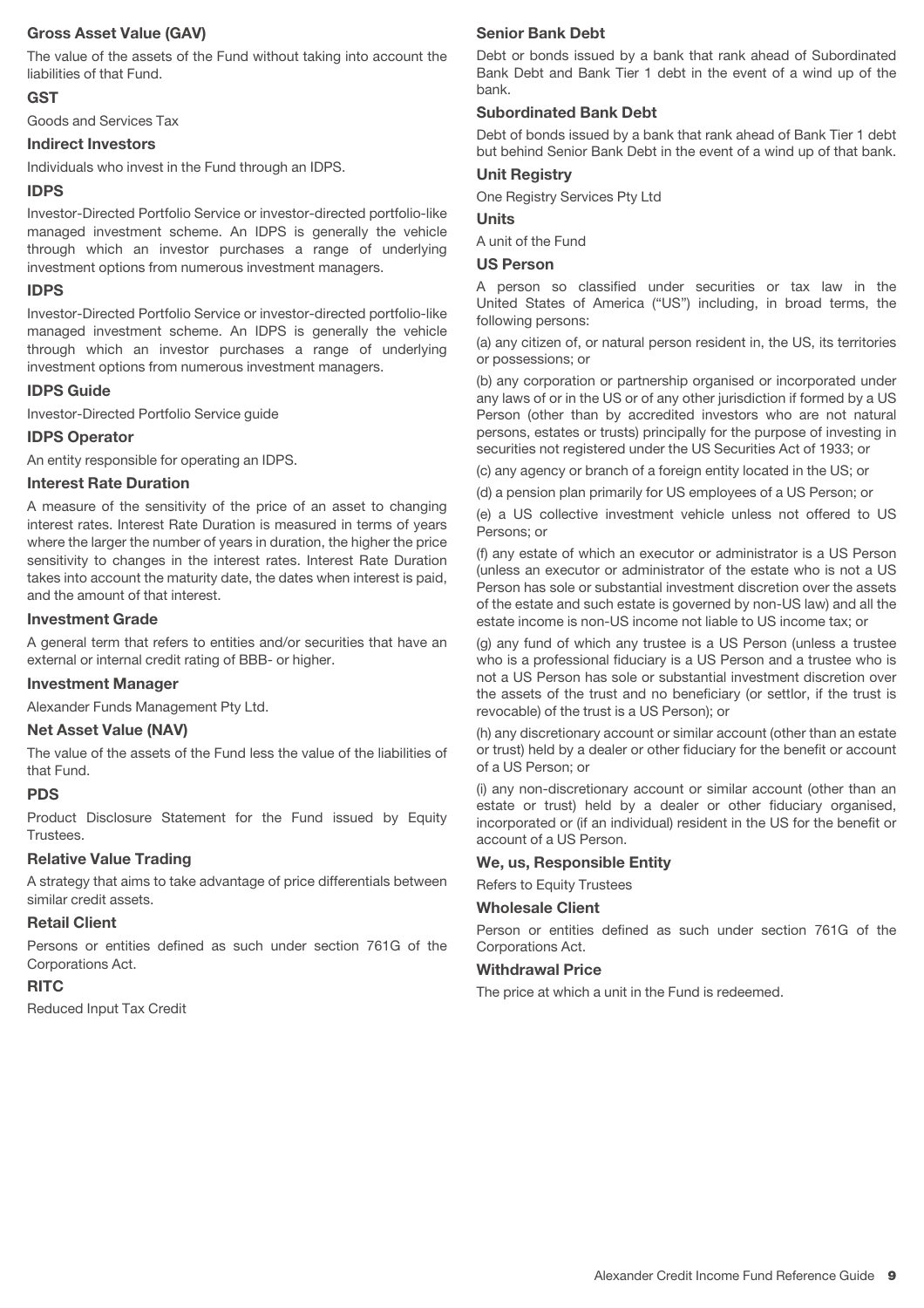### Gross Asset Value (GAV)

The value of the assets of the Fund without taking into account the liabilities of that Fund.

### GST

Goods and Services Tax

### Indirect Investors

Individuals who invest in the Fund through an IDPS.

### IDPS

Investor-Directed Portfolio Service or investor-directed portfolio-like managed investment scheme. An IDPS is generally the vehicle through which an investor purchases a range of underlying investment options from numerous investment managers.

### IDPS

Investor-Directed Portfolio Service or investor-directed portfolio-like managed investment scheme. An IDPS is generally the vehicle through which an investor purchases a range of underlying investment options from numerous investment managers.

### IDPS Guide

Investor-Directed Portfolio Service guide

### IDPS Operator

An entity responsible for operating an IDPS.

### Interest Rate Duration

A measure of the sensitivity of the price of an asset to changing interest rates. Interest Rate Duration is measured in terms of years where the larger the number of years in duration, the higher the price sensitivity to changes in the interest rates. Interest Rate Duration takes into account the maturity date, the dates when interest is paid, and the amount of that interest.

### Investment Grade

A general term that refers to entities and/or securities that have an external or internal credit rating of BBB- or higher.

### Investment Manager

Alexander Funds Management Pty Ltd.

### Net Asset Value (NAV)

The value of the assets of the Fund less the value of the liabilities of that Fund.

### PDS

Product Disclosure Statement for the Fund issued by Equity Trustees.

### Relative Value Trading

A strategy that aims to take advantage of price differentials between similar credit assets.

### Retail Client

Persons or entities defined as such under section 761G of the Corporations Act.

### RITC

Reduced Input Tax Credit

### Senior Bank Debt

Debt or bonds issued by a bank that rank ahead of Subordinated Bank Debt and Bank Tier 1 debt in the event of a wind up of the bank.

### Subordinated Bank Debt

Debt of bonds issued by a bank that rank ahead of Bank Tier 1 debt but behind Senior Bank Debt in the event of a wind up of that bank.

### Unit Registry

One Registry Services Pty Ltd

### Units

A unit of the Fund

### US Person

A person so classified under securities or tax law in the United States of America ("US") including, in broad terms, the following persons:

(a) any citizen of, or natural person resident in, the US, its territories or possessions; or

(b) any corporation or partnership organised or incorporated under any laws of or in the US or of any other jurisdiction if formed by a US Person (other than by accredited investors who are not natural persons, estates or trusts) principally for the purpose of investing in securities not registered under the US Securities Act of 1933; or

(c) any agency or branch of a foreign entity located in the US; or

(d) a pension plan primarily for US employees of a US Person; or

(e) a US collective investment vehicle unless not offered to US Persons; or

(f) any estate of which an executor or administrator is a US Person (unless an executor or administrator of the estate who is not a US Person has sole or substantial investment discretion over the assets of the estate and such estate is governed by non-US law) and all the estate income is non-US income not liable to US income tax; or

(g) any fund of which any trustee is a US Person (unless a trustee who is a professional fiduciary is a US Person and a trustee who is not a US Person has sole or substantial investment discretion over the assets of the trust and no beneficiary (or settlor, if the trust is revocable) of the trust is a US Person); or

(h) any discretionary account or similar account (other than an estate or trust) held by a dealer or other fiduciary for the benefit or account of a US Person; or

(i) any non-discretionary account or similar account (other than an estate or trust) held by a dealer or other fiduciary organised, incorporated or (if an individual) resident in the US for the benefit or account of a US Person.

### We, us, Responsible Entity

Refers to Equity Trustees

### Wholesale Client

Person or entities defined as such under section 761G of the Corporations Act.

### Withdrawal Price

The price at which a unit in the Fund is redeemed.